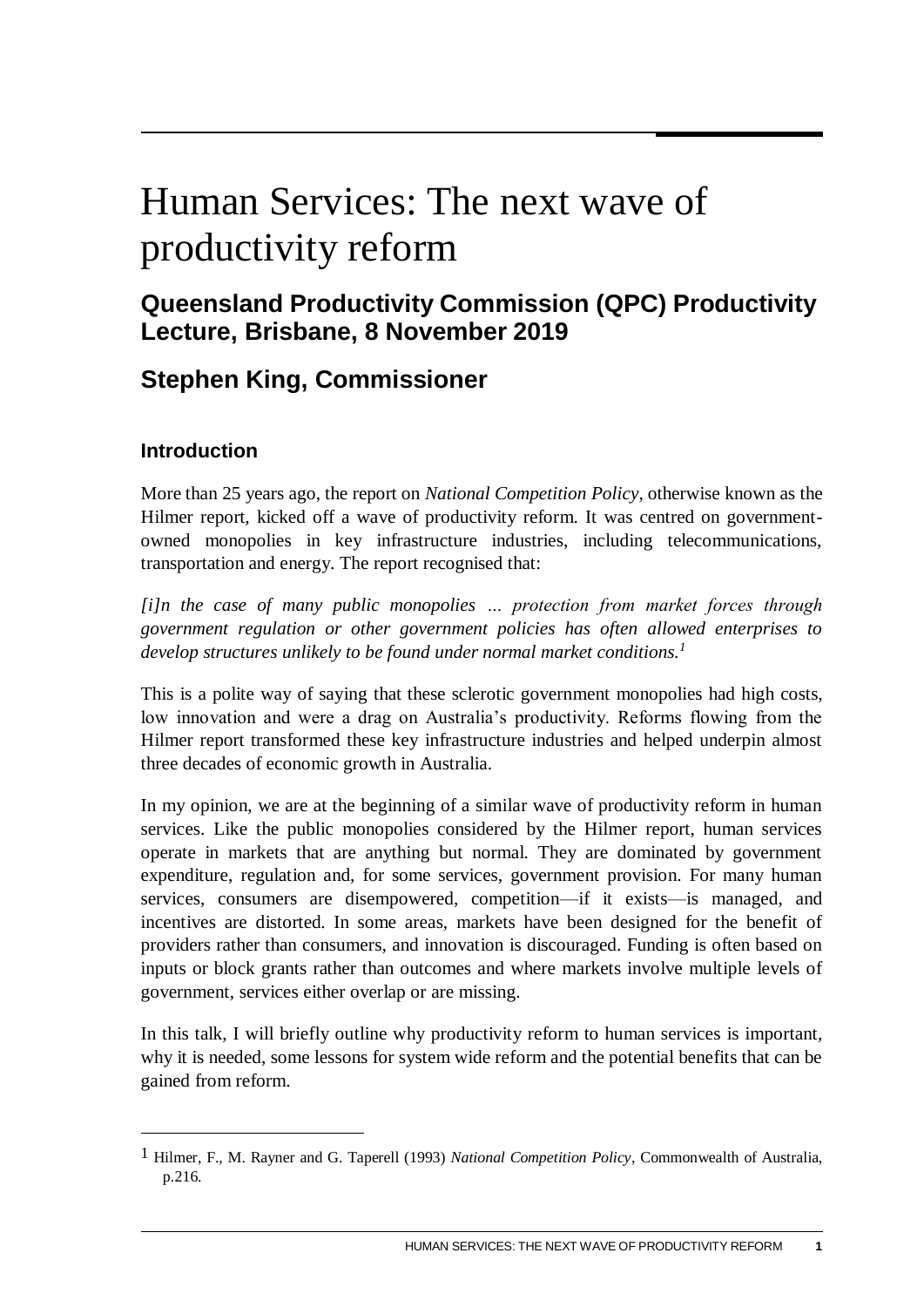# Human Services: The next wave of productivity reform

## Queensland Productivity Commission (QPC) Productivity Lecture, Brisbane, 8 November 2019

## Stephen King, Commissioner

### Introduction

More than 25 years ago, the report on *National Competition Policy*, otherwise known as the Hilmer report, kicked off a wave of productivity reform. It was centred on government-owned monopolies in key infrastructure industries, including telecommunications, transportation and energy. The report recognised that:

*[i]n the case of many public monopolies … protection from market forces through government regulation or other government policies has often allowed enterprises to develop structures unlikely to be found under normal market conditions.*[1]

This is a polite way of saying that these sclerotic government monopolies had high costs, low innovation and were a drag on Australia's productivity. Reforms flowing from the Hilmer report transformed these key infrastructure industries and helped underpin almost three decades of economic growth in Australia.

In my opinion, we are at the beginning of a similar wave of productivity reform in human services. Like the public monopolies considered by the Hilmer report, human services operate in markets that are anything but normal. They are dominated by government expenditure, regulation and, for some services, government provision. For many human services, consumers are disempowered, competition—if it exists—is managed, and incentives are distorted. In some areas, markets have been designed for the benefit of providers rather than consumers, and innovation is discouraged. Funding is often based on inputs or block grants rather than outcomes and where markets involve multiple levels of government, services either overlap or are missing.

In this talk, I will briefly outline why productivity reform to human services is important, why it is needed, some lessons for system wide reform and the potential benefits that can be gained from reform.

---

[1] Hilmer, F., M. Rayner and G. Taperell (1993) *National Competition Policy*, Commonwealth of Australia, p.216.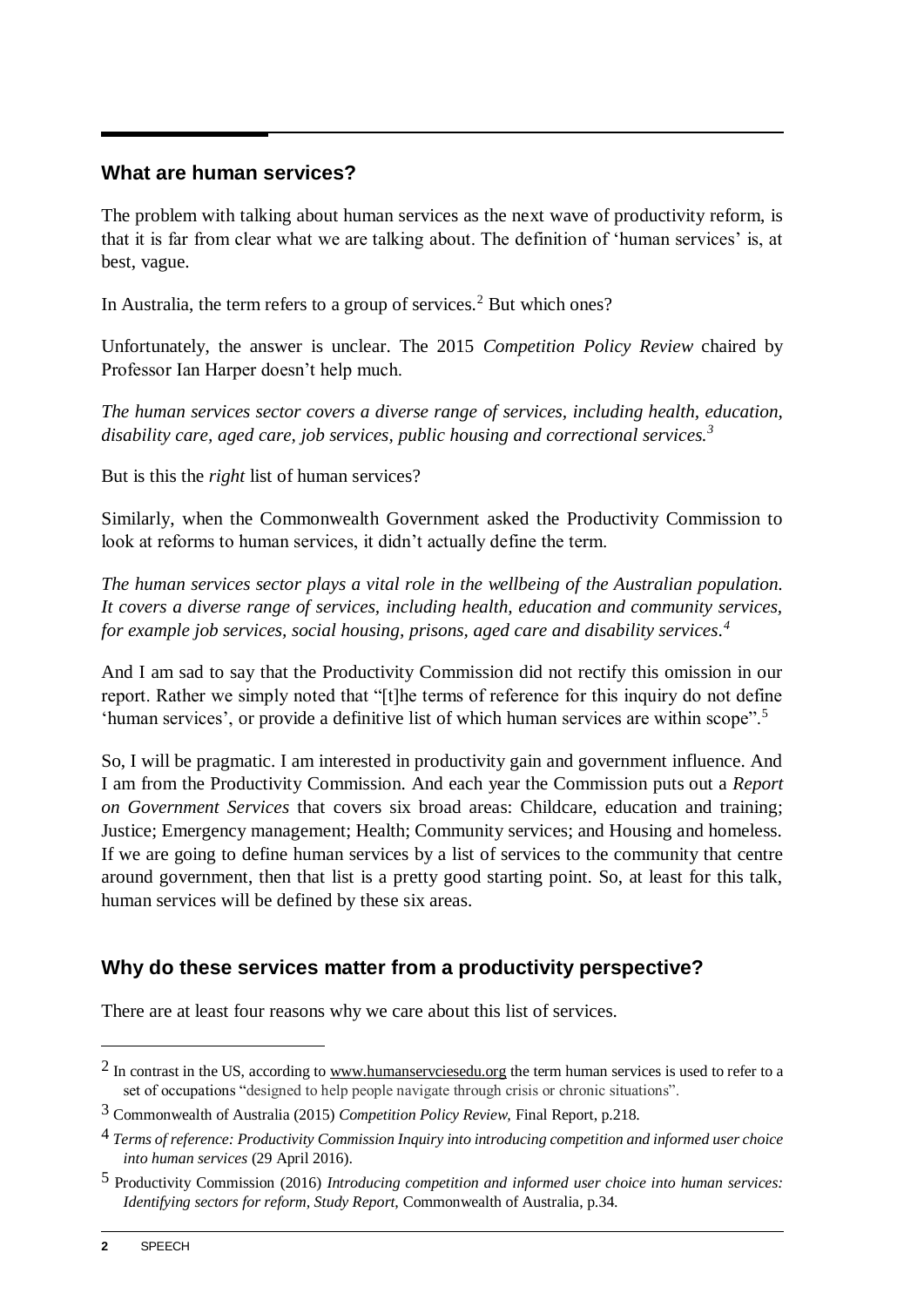## What are human services?

The problem with talking about human services as the next wave of productivity reform, is that it is far from clear what we are talking about. The definition of 'human services' is, at best, vague.

In Australia, the term refers to a group of services.[2] But which ones?

Unfortunately, the answer is unclear. The 2015 *Competition Policy Review* chaired by Professor Ian Harper doesn't help much.

*The human services sector covers a diverse range of services, including health, education, disability care, aged care, job services, public housing and correctional services.*[3]

But is this the *right* list of human services?

Similarly, when the Commonwealth Government asked the Productivity Commission to look at reforms to human services, it didn't actually define the term.

*The human services sector plays a vital role in the wellbeing of the Australian population. It covers a diverse range of services, including health, education and community services, for example job services, social housing, prisons, aged care and disability services.*[4]

And I am sad to say that the Productivity Commission did not rectify this omission in our report. Rather we simply noted that "[t]he terms of reference for this inquiry do not define 'human services', or provide a definitive list of which human services are within scope".[5]

So, I will be pragmatic. I am interested in productivity gain and government influence. And I am from the Productivity Commission. And each year the Commission puts out a *Report on Government Services* that covers six broad areas: Childcare, education and training; Justice; Emergency management; Health; Community services; and Housing and homeless. If we are going to define human services by a list of services to the community that centre around government, then that list is a pretty good starting point. So, at least for this talk, human services will be defined by these six areas.

## Why do these services matter from a productivity perspective?

There are at least four reasons why we care about this list of services.

---

[2] In contrast in the US, according to www.humanserviciesedu.org the term human services is used to refer to a set of occupations "designed to help people navigate through crisis or chronic situations".

[3] Commonwealth of Australia (2015) *Competition Policy Review,* Final Report, p.218.

[4] *Terms of reference: Productivity Commission Inquiry into introducing competition and informed user choice into human services* (29 April 2016).

[5] Productivity Commission (2016) *Introducing competition and informed user choice into human services: Identifying sectors for reform, Study Report,* Commonwealth of Australia, p.34.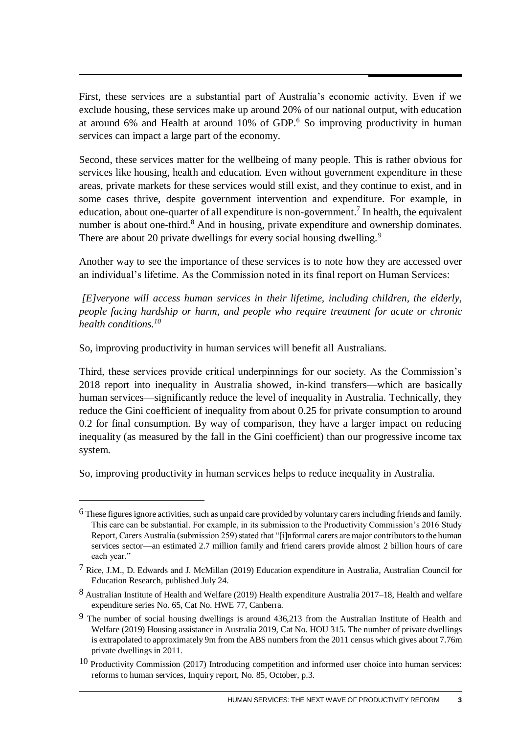First, these services are a substantial part of Australia's economic activity. Even if we exclude housing, these services make up around 20% of our national output, with education at around 6% and Health at around 10% of GDP.[6] So improving productivity in human services can impact a large part of the economy.

Second, these services matter for the wellbeing of many people. This is rather obvious for services like housing, health and education. Even without government expenditure in these areas, private markets for these services would still exist, and they continue to exist, and in some cases thrive, despite government intervention and expenditure. For example, in education, about one-quarter of all expenditure is non-government.[7] In health, the equivalent number is about one-third.[8] And in housing, private expenditure and ownership dominates. There are about 20 private dwellings for every social housing dwelling.[9]

Another way to see the importance of these services is to note how they are accessed over an individual's lifetime. As the Commission noted in its final report on Human Services:

*[E]veryone will access human services in their lifetime, including children, the elderly, people facing hardship or harm, and people who require treatment for acute or chronic health conditions.[10]*

So, improving productivity in human services will benefit all Australians.

Third, these services provide critical underpinnings for our society. As the Commission's 2018 report into inequality in Australia showed, in-kind transfers—which are basically human services—significantly reduce the level of inequality in Australia. Technically, they reduce the Gini coefficient of inequality from about 0.25 for private consumption to around 0.2 for final consumption. By way of comparison, they have a larger impact on reducing inequality (as measured by the fall in the Gini coefficient) than our progressive income tax system.

So, improving productivity in human services helps to reduce inequality in Australia.

---

[6] These figures ignore activities, such as unpaid care provided by voluntary carers including friends and family. This care can be substantial. For example, in its submission to the Productivity Commission's 2016 Study Report, Carers Australia (submission 259) stated that "[i]nformal carers are major contributors to the human services sector—an estimated 2.7 million family and friend carers provide almost 2 billion hours of care each year."

[7] Rice, J.M., D. Edwards and J. McMillan (2019) Education expenditure in Australia, Australian Council for Education Research, published July 24.

[8] Australian Institute of Health and Welfare (2019) Health expenditure Australia 2017–18, Health and welfare expenditure series No. 65, Cat No. HWE 77, Canberra.

[9] The number of social housing dwellings is around 436,213 from the Australian Institute of Health and Welfare (2019) Housing assistance in Australia 2019, Cat No. HOU 315. The number of private dwellings is extrapolated to approximately 9m from the ABS numbers from the 2011 census which gives about 7.76m private dwellings in 2011.

[10] Productivity Commission (2017) Introducing competition and informed user choice into human services: reforms to human services, Inquiry report, No. 85, October, p.3.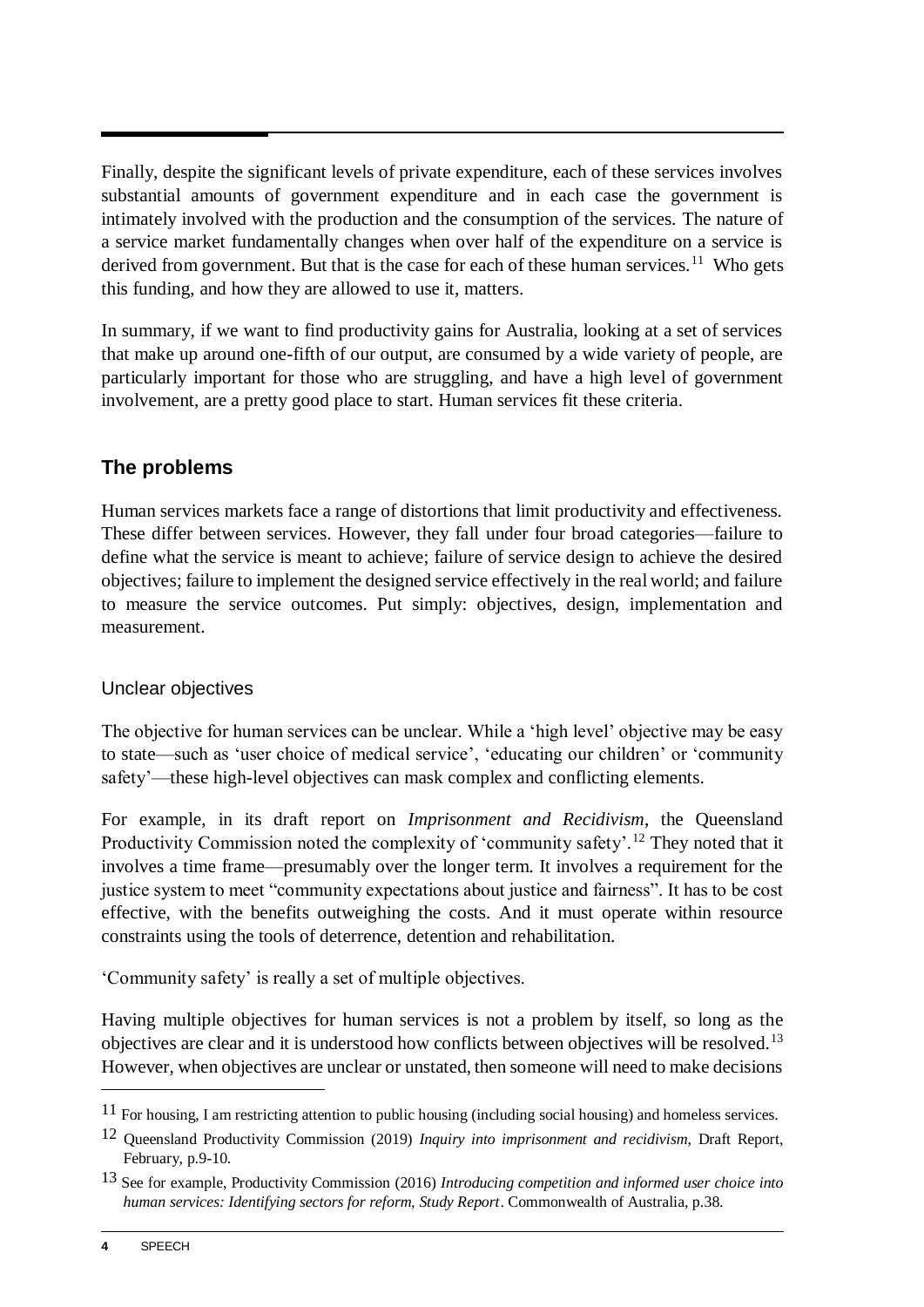Finally, despite the significant levels of private expenditure, each of these services involves substantial amounts of government expenditure and in each case the government is intimately involved with the production and the consumption of the services. The nature of a service market fundamentally changes when over half of the expenditure on a service is derived from government. But that is the case for each of these human services.[11] Who gets this funding, and how they are allowed to use it, matters.

In summary, if we want to find productivity gains for Australia, looking at a set of services that make up around one-fifth of our output, are consumed by a wide variety of people, are particularly important for those who are struggling, and have a high level of government involvement, are a pretty good place to start. Human services fit these criteria.

## The problems

Human services markets face a range of distortions that limit productivity and effectiveness. These differ between services. However, they fall under four broad categories—failure to define what the service is meant to achieve; failure of service design to achieve the desired objectives; failure to implement the designed service effectively in the real world; and failure to measure the service outcomes. Put simply: objectives, design, implementation and measurement.

### Unclear objectives

The objective for human services can be unclear. While a 'high level' objective may be easy to state—such as 'user choice of medical service', 'educating our children' or 'community safety'—these high-level objectives can mask complex and conflicting elements.

For example, in its draft report on *Imprisonment and Recidivism*, the Queensland Productivity Commission noted the complexity of 'community safety'.[12] They noted that it involves a time frame—presumably over the longer term. It involves a requirement for the justice system to meet "community expectations about justice and fairness". It has to be cost effective, with the benefits outweighing the costs. And it must operate within resource constraints using the tools of deterrence, detention and rehabilitation.

'Community safety' is really a set of multiple objectives.

Having multiple objectives for human services is not a problem by itself, so long as the objectives are clear and it is understood how conflicts between objectives will be resolved.[13] However, when objectives are unclear or unstated, then someone will need to make decisions

---

[11] For housing, I am restricting attention to public housing (including social housing) and homeless services.

[12] Queensland Productivity Commission (2019) *Inquiry into imprisonment and recidivism*, Draft Report, February, p.9-10.

[13] See for example, Productivity Commission (2016) *Introducing competition and informed user choice into human services: Identifying sectors for reform, Study Report*. Commonwealth of Australia, p.38.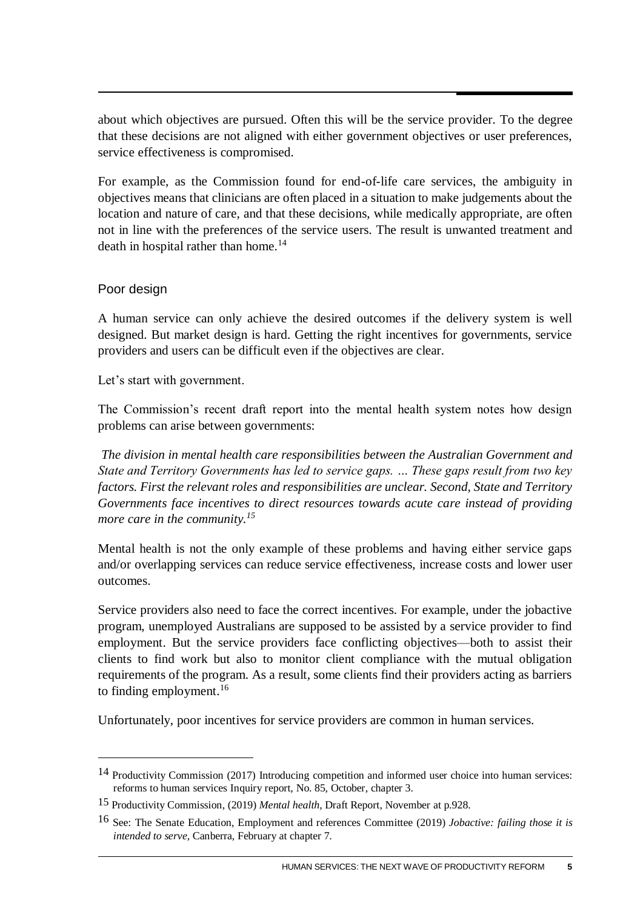about which objectives are pursued. Often this will be the service provider. To the degree that these decisions are not aligned with either government objectives or user preferences, service effectiveness is compromised.

For example, as the Commission found for end-of-life care services, the ambiguity in objectives means that clinicians are often placed in a situation to make judgements about the location and nature of care, and that these decisions, while medically appropriate, are often not in line with the preferences of the service users. The result is unwanted treatment and death in hospital rather than home.[14]

### Poor design

A human service can only achieve the desired outcomes if the delivery system is well designed. But market design is hard. Getting the right incentives for governments, service providers and users can be difficult even if the objectives are clear.

Let's start with government.

The Commission's recent draft report into the mental health system notes how design problems can arise between governments:

*The division in mental health care responsibilities between the Australian Government and State and Territory Governments has led to service gaps. … These gaps result from two key factors. First the relevant roles and responsibilities are unclear. Second, State and Territory Governments face incentives to direct resources towards acute care instead of providing more care in the community.*[15]

Mental health is not the only example of these problems and having either service gaps and/or overlapping services can reduce service effectiveness, increase costs and lower user outcomes.

Service providers also need to face the correct incentives. For example, under the jobactive program, unemployed Australians are supposed to be assisted by a service provider to find employment. But the service providers face conflicting objectives—both to assist their clients to find work but also to monitor client compliance with the mutual obligation requirements of the program. As a result, some clients find their providers acting as barriers to finding employment.[16]

Unfortunately, poor incentives for service providers are common in human services.

---

[14] Productivity Commission (2017) Introducing competition and informed user choice into human services: reforms to human services Inquiry report, No. 85, October, chapter 3.

[15] Productivity Commission, (2019) *Mental health*, Draft Report, November at p.928.

[16] See: The Senate Education, Employment and references Committee (2019) *Jobactive: failing those it is intended to serve*, Canberra, February at chapter 7.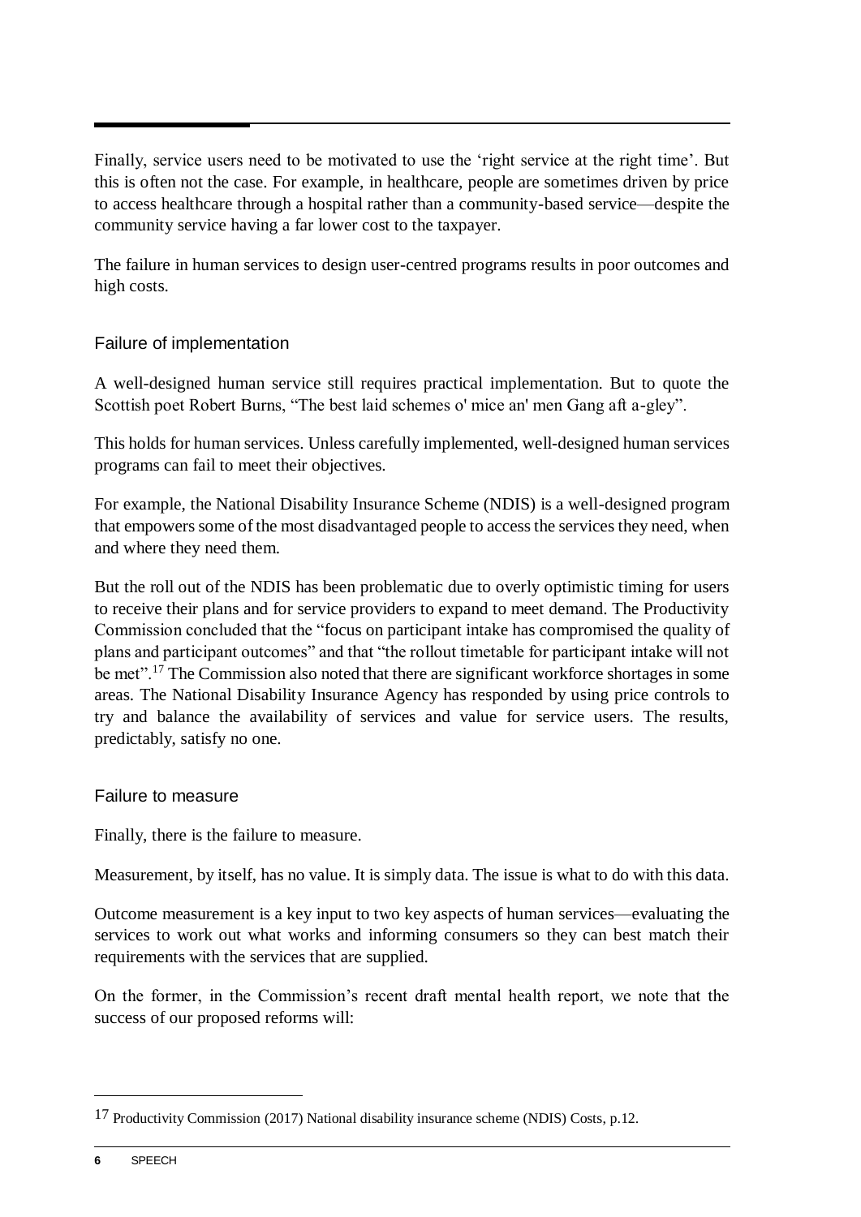Finally, service users need to be motivated to use the 'right service at the right time'. But this is often not the case. For example, in healthcare, people are sometimes driven by price to access healthcare through a hospital rather than a community-based service—despite the community service having a far lower cost to the taxpayer.

The failure in human services to design user-centred programs results in poor outcomes and high costs.

### Failure of implementation

A well-designed human service still requires practical implementation. But to quote the Scottish poet Robert Burns, "The best laid schemes o' mice an' men Gang aft a-gley".

This holds for human services. Unless carefully implemented, well-designed human services programs can fail to meet their objectives.

For example, the National Disability Insurance Scheme (NDIS) is a well-designed program that empowers some of the most disadvantaged people to access the services they need, when and where they need them.

But the roll out of the NDIS has been problematic due to overly optimistic timing for users to receive their plans and for service providers to expand to meet demand. The Productivity Commission concluded that the "focus on participant intake has compromised the quality of plans and participant outcomes" and that "the rollout timetable for participant intake will not be met".[17] The Commission also noted that there are significant workforce shortages in some areas. The National Disability Insurance Agency has responded by using price controls to try and balance the availability of services and value for service users. The results, predictably, satisfy no one.

### Failure to measure

Finally, there is the failure to measure.

Measurement, by itself, has no value. It is simply data. The issue is what to do with this data.

Outcome measurement is a key input to two key aspects of human services—evaluating the services to work out what works and informing consumers so they can best match their requirements with the services that are supplied.

On the former, in the Commission's recent draft mental health report, we note that the success of our proposed reforms will:

---

17 Productivity Commission (2017) National disability insurance scheme (NDIS) Costs, p.12.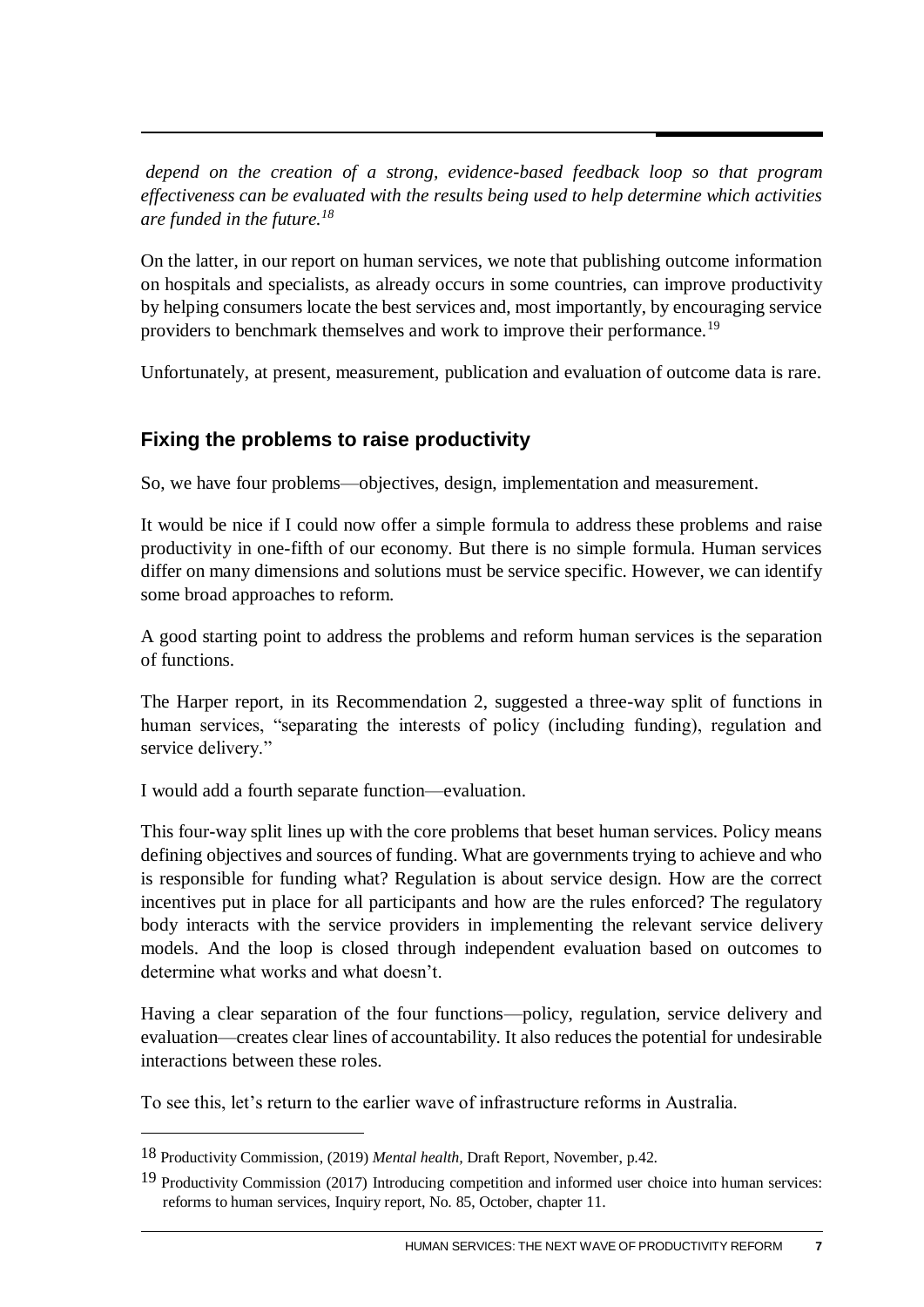*depend on the creation of a strong, evidence-based feedback loop so that program effectiveness can be evaluated with the results being used to help determine which activities are funded in the future.*[18]

On the latter, in our report on human services, we note that publishing outcome information on hospitals and specialists, as already occurs in some countries, can improve productivity by helping consumers locate the best services and, most importantly, by encouraging service providers to benchmark themselves and work to improve their performance.[19]

Unfortunately, at present, measurement, publication and evaluation of outcome data is rare.

## Fixing the problems to raise productivity

So, we have four problems—objectives, design, implementation and measurement.

It would be nice if I could now offer a simple formula to address these problems and raise productivity in one-fifth of our economy. But there is no simple formula. Human services differ on many dimensions and solutions must be service specific. However, we can identify some broad approaches to reform.

A good starting point to address the problems and reform human services is the separation of functions.

The Harper report, in its Recommendation 2, suggested a three-way split of functions in human services, "separating the interests of policy (including funding), regulation and service delivery."

I would add a fourth separate function—evaluation.

This four-way split lines up with the core problems that beset human services. Policy means defining objectives and sources of funding. What are governments trying to achieve and who is responsible for funding what? Regulation is about service design. How are the correct incentives put in place for all participants and how are the rules enforced? The regulatory body interacts with the service providers in implementing the relevant service delivery models. And the loop is closed through independent evaluation based on outcomes to determine what works and what doesn't.

Having a clear separation of the four functions—policy, regulation, service delivery and evaluation—creates clear lines of accountability. It also reduces the potential for undesirable interactions between these roles.

To see this, let's return to the earlier wave of infrastructure reforms in Australia.

---

18 Productivity Commission, (2019) *Mental health,* Draft Report, November, p.42.

19 Productivity Commission (2017) Introducing competition and informed user choice into human services: reforms to human services, Inquiry report, No. 85, October, chapter 11.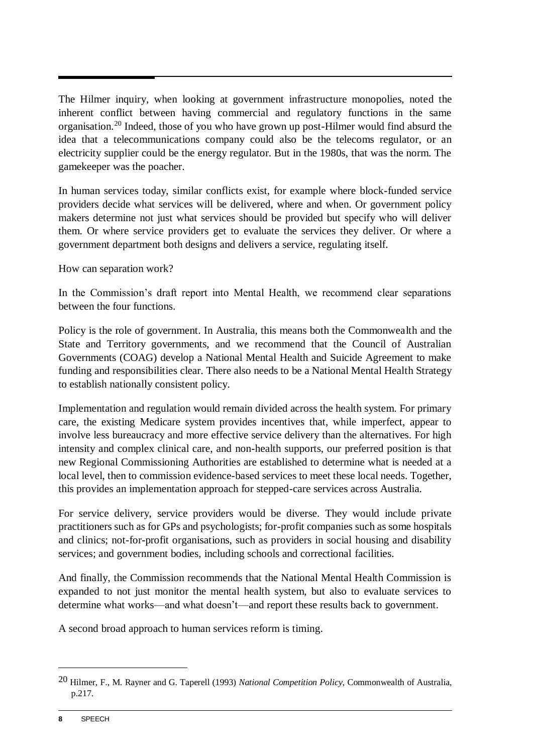The Hilmer inquiry, when looking at government infrastructure monopolies, noted the inherent conflict between having commercial and regulatory functions in the same organisation.[20] Indeed, those of you who have grown up post-Hilmer would find absurd the idea that a telecommunications company could also be the telecoms regulator, or an electricity supplier could be the energy regulator. But in the 1980s, that was the norm. The gamekeeper was the poacher.

In human services today, similar conflicts exist, for example where block-funded service providers decide what services will be delivered, where and when. Or government policy makers determine not just what services should be provided but specify who will deliver them. Or where service providers get to evaluate the services they deliver. Or where a government department both designs and delivers a service, regulating itself.

How can separation work?

In the Commission's draft report into Mental Health, we recommend clear separations between the four functions.

Policy is the role of government. In Australia, this means both the Commonwealth and the State and Territory governments, and we recommend that the Council of Australian Governments (COAG) develop a National Mental Health and Suicide Agreement to make funding and responsibilities clear. There also needs to be a National Mental Health Strategy to establish nationally consistent policy.

Implementation and regulation would remain divided across the health system. For primary care, the existing Medicare system provides incentives that, while imperfect, appear to involve less bureaucracy and more effective service delivery than the alternatives. For high intensity and complex clinical care, and non-health supports, our preferred position is that new Regional Commissioning Authorities are established to determine what is needed at a local level, then to commission evidence-based services to meet these local needs. Together, this provides an implementation approach for stepped-care services across Australia.

For service delivery, service providers would be diverse. They would include private practitioners such as for GPs and psychologists; for-profit companies such as some hospitals and clinics; not-for-profit organisations, such as providers in social housing and disability services; and government bodies, including schools and correctional facilities.

And finally, the Commission recommends that the National Mental Health Commission is expanded to not just monitor the mental health system, but also to evaluate services to determine what works—and what doesn't—and report these results back to government.

A second broad approach to human services reform is timing.

---

[20] Hilmer, F., M. Rayner and G. Taperell (1993) *National Competition Policy*, Commonwealth of Australia, p.217.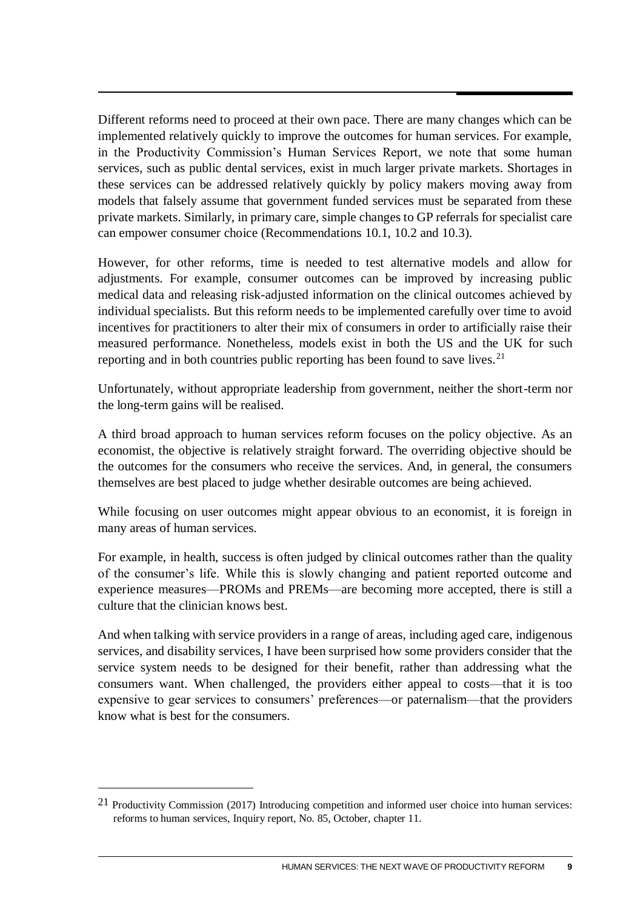Different reforms need to proceed at their own pace. There are many changes which can be implemented relatively quickly to improve the outcomes for human services. For example, in the Productivity Commission's Human Services Report, we note that some human services, such as public dental services, exist in much larger private markets. Shortages in these services can be addressed relatively quickly by policy makers moving away from models that falsely assume that government funded services must be separated from these private markets. Similarly, in primary care, simple changes to GP referrals for specialist care can empower consumer choice (Recommendations 10.1, 10.2 and 10.3).

However, for other reforms, time is needed to test alternative models and allow for adjustments. For example, consumer outcomes can be improved by increasing public medical data and releasing risk-adjusted information on the clinical outcomes achieved by individual specialists. But this reform needs to be implemented carefully over time to avoid incentives for practitioners to alter their mix of consumers in order to artificially raise their measured performance. Nonetheless, models exist in both the US and the UK for such reporting and in both countries public reporting has been found to save lives.[21]

Unfortunately, without appropriate leadership from government, neither the short-term nor the long-term gains will be realised.

A third broad approach to human services reform focuses on the policy objective. As an economist, the objective is relatively straight forward. The overriding objective should be the outcomes for the consumers who receive the services. And, in general, the consumers themselves are best placed to judge whether desirable outcomes are being achieved.

While focusing on user outcomes might appear obvious to an economist, it is foreign in many areas of human services.

For example, in health, success is often judged by clinical outcomes rather than the quality of the consumer's life. While this is slowly changing and patient reported outcome and experience measures—PROMs and PREMs—are becoming more accepted, there is still a culture that the clinician knows best.

And when talking with service providers in a range of areas, including aged care, indigenous services, and disability services, I have been surprised how some providers consider that the service system needs to be designed for their benefit, rather than addressing what the consumers want. When challenged, the providers either appeal to costs—that it is too expensive to gear services to consumers' preferences—or paternalism—that the providers know what is best for the consumers.

---

[21] Productivity Commission (2017) Introducing competition and informed user choice into human services: reforms to human services, Inquiry report, No. 85, October, chapter 11.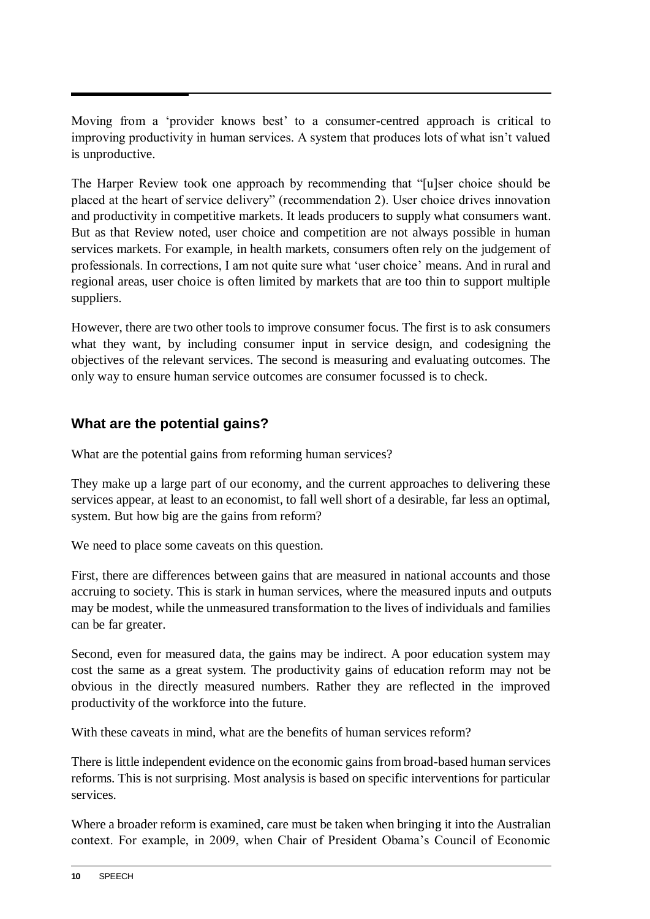Moving from a 'provider knows best' to a consumer-centred approach is critical to improving productivity in human services. A system that produces lots of what isn't valued is unproductive.

The Harper Review took one approach by recommending that "[u]ser choice should be placed at the heart of service delivery" (recommendation 2). User choice drives innovation and productivity in competitive markets. It leads producers to supply what consumers want. But as that Review noted, user choice and competition are not always possible in human services markets. For example, in health markets, consumers often rely on the judgement of professionals. In corrections, I am not quite sure what 'user choice' means. And in rural and regional areas, user choice is often limited by markets that are too thin to support multiple suppliers.

However, there are two other tools to improve consumer focus. The first is to ask consumers what they want, by including consumer input in service design, and codesigning the objectives of the relevant services. The second is measuring and evaluating outcomes. The only way to ensure human service outcomes are consumer focussed is to check.

## What are the potential gains?

What are the potential gains from reforming human services?

They make up a large part of our economy, and the current approaches to delivering these services appear, at least to an economist, to fall well short of a desirable, far less an optimal, system. But how big are the gains from reform?

We need to place some caveats on this question.

First, there are differences between gains that are measured in national accounts and those accruing to society. This is stark in human services, where the measured inputs and outputs may be modest, while the unmeasured transformation to the lives of individuals and families can be far greater.

Second, even for measured data, the gains may be indirect. A poor education system may cost the same as a great system. The productivity gains of education reform may not be obvious in the directly measured numbers. Rather they are reflected in the improved productivity of the workforce into the future.

With these caveats in mind, what are the benefits of human services reform?

There is little independent evidence on the economic gains from broad-based human services reforms. This is not surprising. Most analysis is based on specific interventions for particular services.

Where a broader reform is examined, care must be taken when bringing it into the Australian context. For example, in 2009, when Chair of President Obama's Council of Economic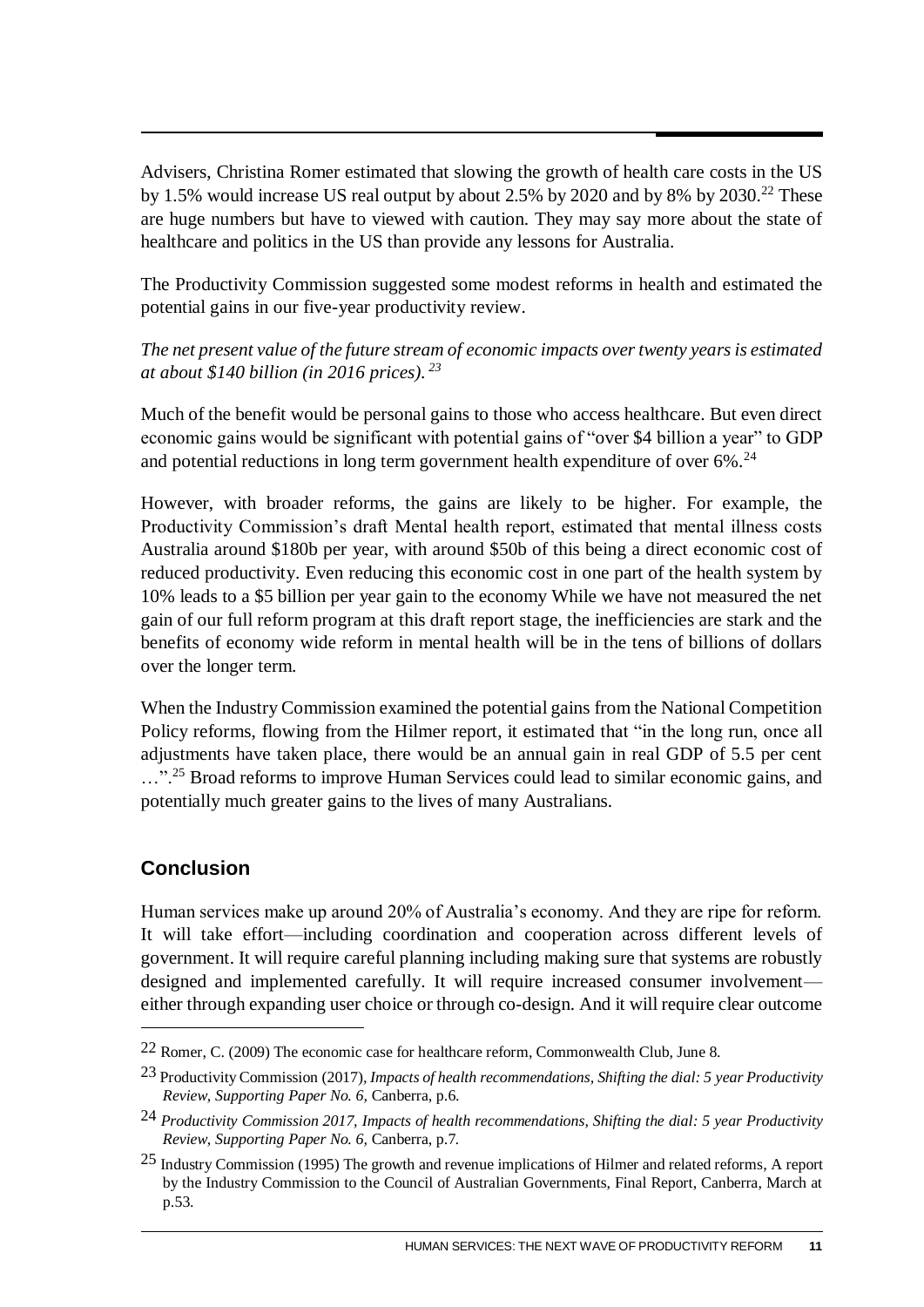Advisers, Christina Romer estimated that slowing the growth of health care costs in the US by 1.5% would increase US real output by about 2.5% by 2020 and by 8% by 2030.[22] These are huge numbers but have to viewed with caution. They may say more about the state of healthcare and politics in the US than provide any lessons for Australia.

The Productivity Commission suggested some modest reforms in health and estimated the potential gains in our five-year productivity review.

*The net present value of the future stream of economic impacts over twenty years is estimated at about $140 billion (in 2016 prices).*[23]

Much of the benefit would be personal gains to those who access healthcare. But even direct economic gains would be significant with potential gains of "over $4 billion a year" to GDP and potential reductions in long term government health expenditure of over 6%.[24]

However, with broader reforms, the gains are likely to be higher. For example, the Productivity Commission's draft Mental health report, estimated that mental illness costs Australia around $180b per year, with around $50b of this being a direct economic cost of reduced productivity. Even reducing this economic cost in one part of the health system by 10% leads to a $5 billion per year gain to the economy While we have not measured the net gain of our full reform program at this draft report stage, the inefficiencies are stark and the benefits of economy wide reform in mental health will be in the tens of billions of dollars over the longer term.

When the Industry Commission examined the potential gains from the National Competition Policy reforms, flowing from the Hilmer report, it estimated that "in the long run, once all adjustments have taken place, there would be an annual gain in real GDP of 5.5 per cent …".[25] Broad reforms to improve Human Services could lead to similar economic gains, and potentially much greater gains to the lives of many Australians.

## Conclusion

Human services make up around 20% of Australia's economy. And they are ripe for reform. It will take effort—including coordination and cooperation across different levels of government. It will require careful planning including making sure that systems are robustly designed and implemented carefully. It will require increased consumer involvement—either through expanding user choice or through co-design. And it will require clear outcome

---

22 Romer, C. (2009) The economic case for healthcare reform, Commonwealth Club, June 8.

23 Productivity Commission (2017), *Impacts of health recommendations, Shifting the dial: 5 year Productivity Review, Supporting Paper No. 6,* Canberra, p.6.

24 *Productivity Commission 2017, Impacts of health recommendations, Shifting the dial: 5 year Productivity Review, Supporting Paper No. 6,* Canberra, p.7.

25 Industry Commission (1995) The growth and revenue implications of Hilmer and related reforms, A report by the Industry Commission to the Council of Australian Governments, Final Report, Canberra, March at p.53.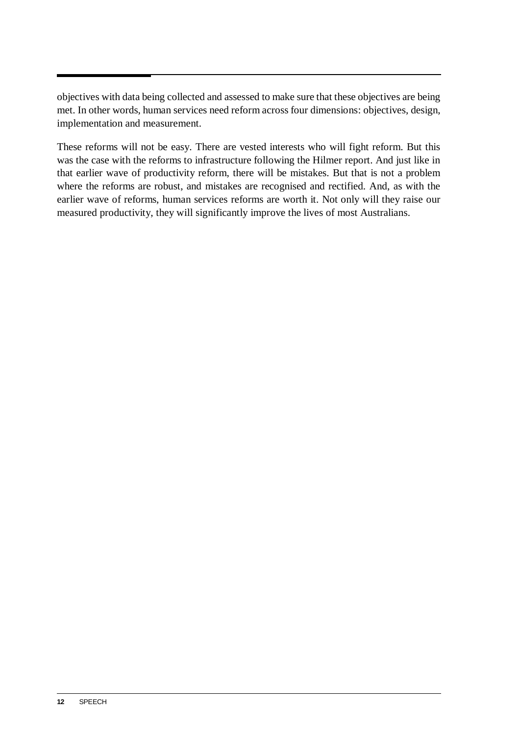objectives with data being collected and assessed to make sure that these objectives are being met. In other words, human services need reform across four dimensions: objectives, design, implementation and measurement.

These reforms will not be easy. There are vested interests who will fight reform. But this was the case with the reforms to infrastructure following the Hilmer report. And just like in that earlier wave of productivity reform, there will be mistakes. But that is not a problem where the reforms are robust, and mistakes are recognised and rectified. And, as with the earlier wave of reforms, human services reforms are worth it. Not only will they raise our measured productivity, they will significantly improve the lives of most Australians.